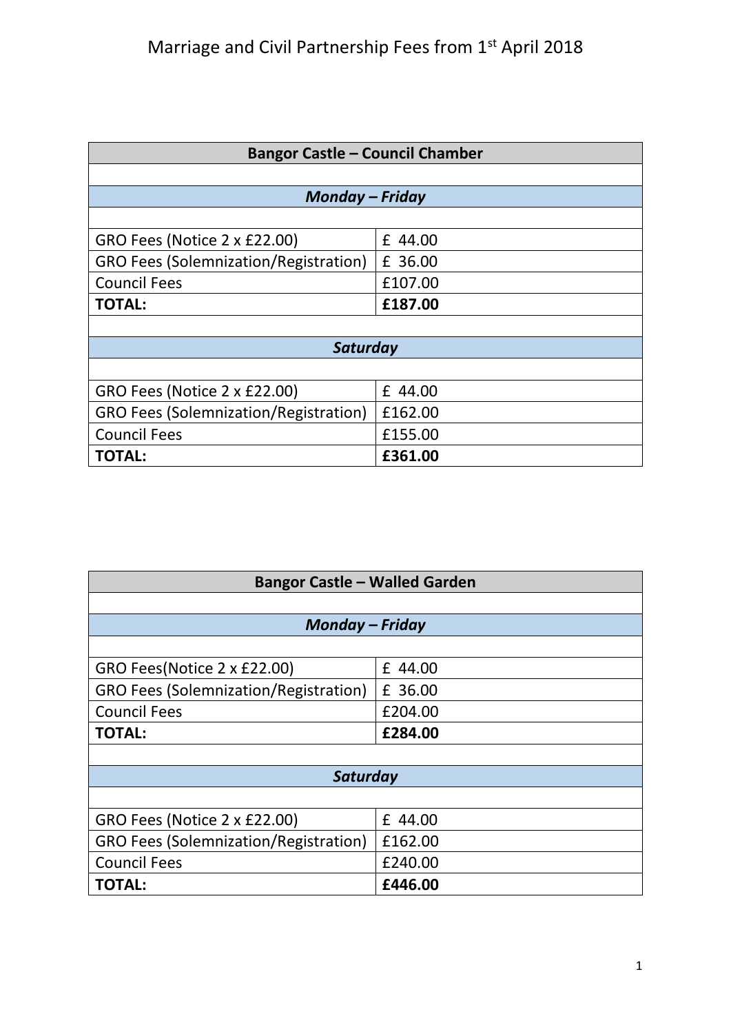# Marriage and Civil Partnership Fees from 1st April 2018

| Bangor Castle – Council Chamber | |
|---|---|
| ***Monday – Friday*** | |
| GRO Fees (Notice 2 x £22.00) | £ 44.00 |
| GRO Fees (Solemnization/Registration) | £ 36.00 |
| Council Fees | £107.00 |
| **TOTAL:** | **£187.00** |
| ***Saturday*** | |
| GRO Fees (Notice 2 x £22.00) | £ 44.00 |
| GRO Fees (Solemnization/Registration) | £162.00 |
| Council Fees | £155.00 |
| **TOTAL:** | **£361.00** |

| Bangor Castle – Walled Garden | |
|---|---|
| ***Monday – Friday*** | |
| GRO Fees(Notice 2 x £22.00) | £ 44.00 |
| GRO Fees (Solemnization/Registration) | £ 36.00 |
| Council Fees | £204.00 |
| **TOTAL:** | **£284.00** |
| ***Saturday*** | |
| GRO Fees (Notice 2 x £22.00) | £ 44.00 |
| GRO Fees (Solemnization/Registration) | £162.00 |
| Council Fees | £240.00 |
| **TOTAL:** | **£446.00** |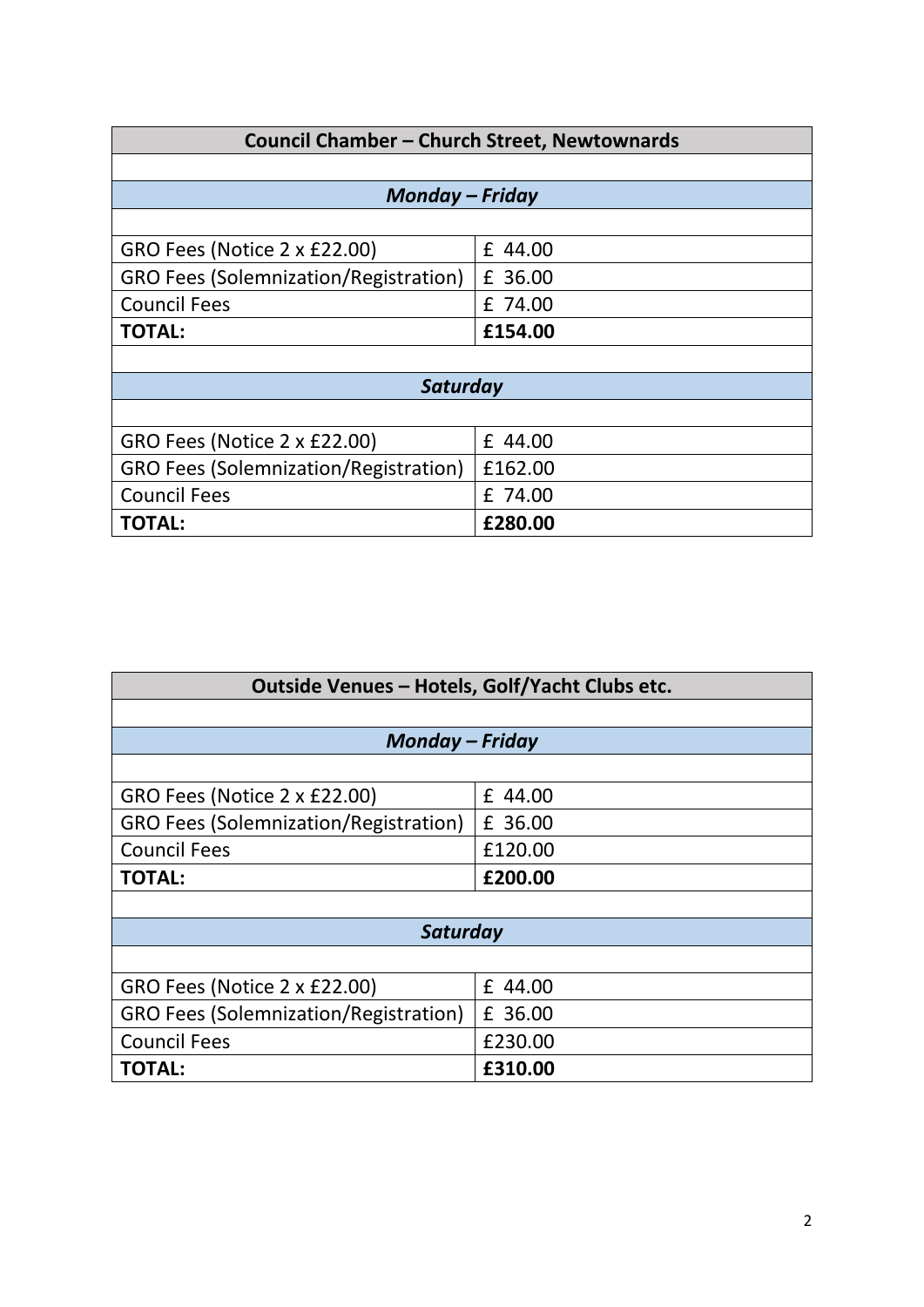| Council Chamber – Church Street, Newtownards | |
|---|---|
| | |
| ***Monday – Friday*** | |
| | |
| GRO Fees (Notice 2 x £22.00) | £ 44.00 |
| GRO Fees (Solemnization/Registration) | £ 36.00 |
| Council Fees | £ 74.00 |
| **TOTAL:** | **£154.00** |
| | |
| ***Saturday*** | |
| | |
| GRO Fees (Notice 2 x £22.00) | £ 44.00 |
| GRO Fees (Solemnization/Registration) | £162.00 |
| Council Fees | £ 74.00 |
| **TOTAL:** | **£280.00** |

| Outside Venues – Hotels, Golf/Yacht Clubs etc. | |
|---|---|
| | |
| ***Monday – Friday*** | |
| | |
| GRO Fees (Notice 2 x £22.00) | £ 44.00 |
| GRO Fees (Solemnization/Registration) | £ 36.00 |
| Council Fees | £120.00 |
| **TOTAL:** | **£200.00** |
| | |
| ***Saturday*** | |
| | |
| GRO Fees (Notice 2 x £22.00) | £ 44.00 |
| GRO Fees (Solemnization/Registration) | £ 36.00 |
| Council Fees | £230.00 |
| **TOTAL:** | **£310.00** |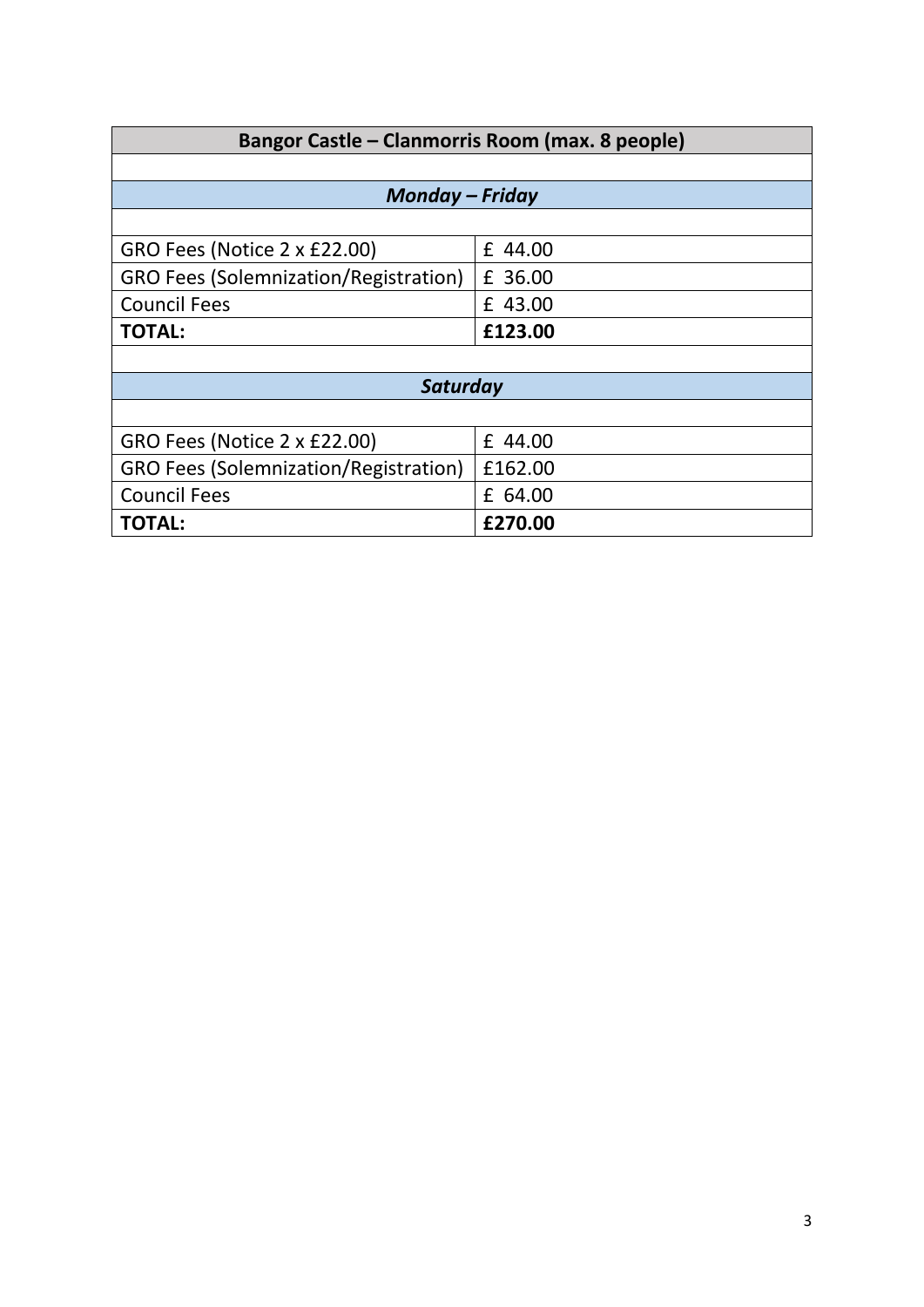| Bangor Castle – Clanmorris Room (max. 8 people) | |
|---|---|
| | |
| ***Monday – Friday*** | |
| | |
| GRO Fees (Notice 2 x £22.00) | £ 44.00 |
| GRO Fees (Solemnization/Registration) | £ 36.00 |
| Council Fees | £ 43.00 |
| **TOTAL:** | **£123.00** |
| | |
| ***Saturday*** | |
| | |
| GRO Fees (Notice 2 x £22.00) | £ 44.00 |
| GRO Fees (Solemnization/Registration) | £162.00 |
| Council Fees | £ 64.00 |
| **TOTAL:** | **£270.00** |